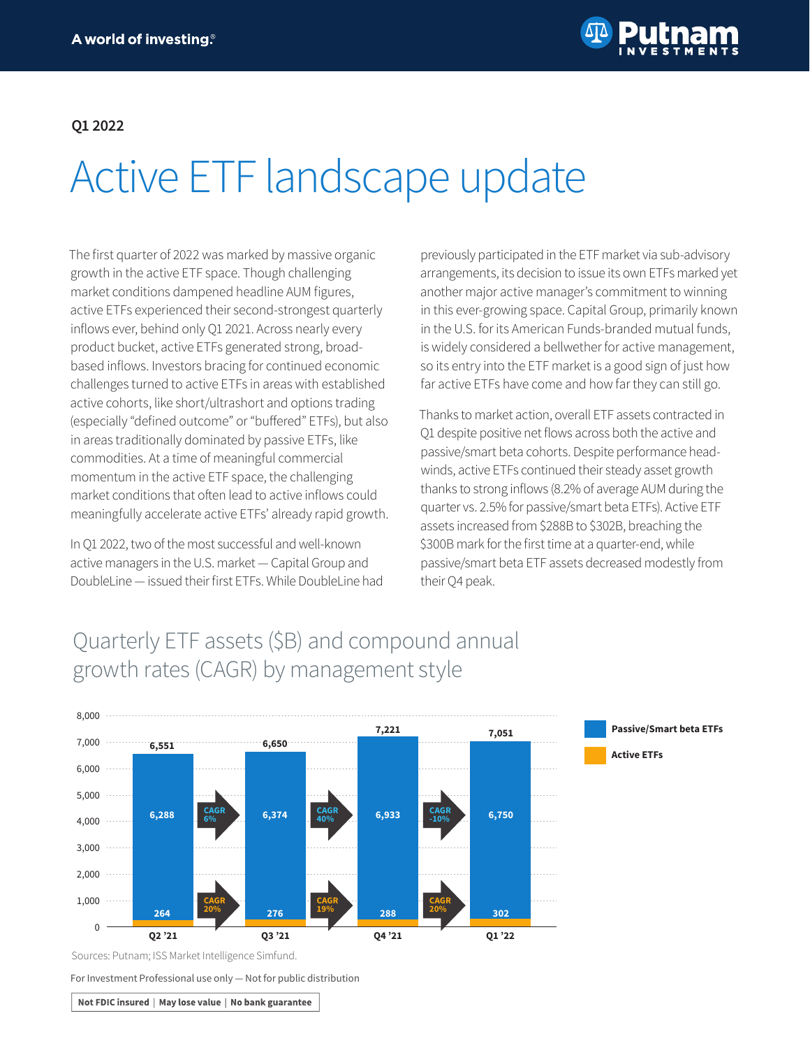Q1 2022

# Active ETF landscape update

The first quarter of 2022 was marked by massive organic growth in the active ETF space. Though challenging market conditions dampened headline AUM figures, active ETFs experienced their second-strongest quarterly inflows ever, behind only Q1 2021. Across nearly every product bucket, active ETFs generated strong, broad-based inflows. Investors bracing for continued economic challenges turned to active ETFs in areas with established active cohorts, like short/ultrashort and options trading (especially "defined outcome" or "buffered" ETFs), but also in areas traditionally dominated by passive ETFs, like commodities. At a time of meaningful commercial momentum in the active ETF space, the challenging market conditions that often lead to active inflows could meaningfully accelerate active ETFs' already rapid growth.

In Q1 2022, two of the most successful and well-known active managers in the U.S. market — Capital Group and DoubleLine — issued their first ETFs. While DoubleLine had previously participated in the ETF market via sub-advisory arrangements, its decision to issue its own ETFs marked yet another major active manager's commitment to winning in this ever-growing space. Capital Group, primarily known in the U.S. for its American Funds-branded mutual funds, is widely considered a bellwether for active management, so its entry into the ETF market is a good sign of just how far active ETFs have come and how far they can still go.

Thanks to market action, overall ETF assets contracted in Q1 despite positive net flows across both the active and passive/smart beta cohorts. Despite performance headwinds, active ETFs continued their steady asset growth thanks to strong inflows (8.2% of average AUM during the quarter vs. 2.5% for passive/smart beta ETFs). Active ETF assets increased from $288B to $302B, breaching the $300B mark for the first time at a quarter-end, while passive/smart beta ETF assets decreased modestly from their Q4 peak.

## Quarterly ETF assets ($B) and compound annual growth rates (CAGR) by management style

| | Q2 '21 | Q3 '21 | Q4 '21 | Q1 '22 |
|---|---|---|---|---|
| Passive/Smart beta ETFs | 6,288 | 6,374 | 6,933 | 6,750 |
| Active ETFs | 264 | 276 | 288 | 302 |
| Total | 6,551 | 6,650 | 7,221 | 7,051 |

| CAGR | Q2 '21 → Q3 '21 | Q3 '21 → Q4 '21 | Q4 '21 → Q1 '22 |
|---|---|---|---|
| Passive/Smart beta ETFs | 6% | 40% | -10% |
| Active ETFs | 20% | 19% | 20% |

Sources: Putnam; ISS Market Intelligence Simfund.

For Investment Professional use only — Not for public distribution

Not FDIC insured | May lose value | No bank guarantee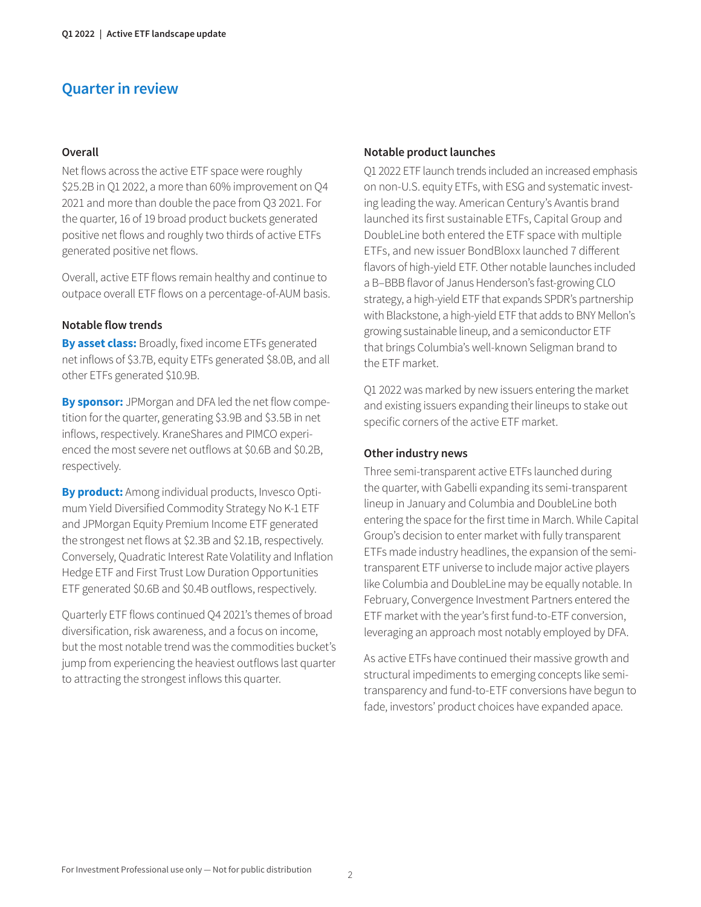## Quarter in review

### Overall

Net flows across the active ETF space were roughly $25.2B in Q1 2022, a more than 60% improvement on Q4 2021 and more than double the pace from Q3 2021. For the quarter, 16 of 19 broad product buckets generated positive net flows and roughly two thirds of active ETFs generated positive net flows.

Overall, active ETF flows remain healthy and continue to outpace overall ETF flows on a percentage-of-AUM basis.

### Notable flow trends

**By asset class:** Broadly, fixed income ETFs generated net inflows of $3.7B, equity ETFs generated $8.0B, and all other ETFs generated $10.9B.

**By sponsor:** JPMorgan and DFA led the net flow competition for the quarter, generating $3.9B and $3.5B in net inflows, respectively. KraneShares and PIMCO experienced the most severe net outflows at $0.6B and $0.2B, respectively.

**By product:** Among individual products, Invesco Optimum Yield Diversified Commodity Strategy No K-1 ETF and JPMorgan Equity Premium Income ETF generated the strongest net flows at $2.3B and $2.1B, respectively. Conversely, Quadratic Interest Rate Volatility and Inflation Hedge ETF and First Trust Low Duration Opportunities ETF generated $0.6B and $0.4B outflows, respectively.

Quarterly ETF flows continued Q4 2021's themes of broad diversification, risk awareness, and a focus on income, but the most notable trend was the commodities bucket's jump from experiencing the heaviest outflows last quarter to attracting the strongest inflows this quarter.

### Notable product launches

Q1 2022 ETF launch trends included an increased emphasis on non-U.S. equity ETFs, with ESG and systematic investing leading the way. American Century's Avantis brand launched its first sustainable ETFs, Capital Group and DoubleLine both entered the ETF space with multiple ETFs, and new issuer BondBloxx launched 7 different flavors of high-yield ETF. Other notable launches included a B–BBB flavor of Janus Henderson's fast-growing CLO strategy, a high-yield ETF that expands SPDR's partnership with Blackstone, a high-yield ETF that adds to BNY Mellon's growing sustainable lineup, and a semiconductor ETF that brings Columbia's well-known Seligman brand to the ETF market.

Q1 2022 was marked by new issuers entering the market and existing issuers expanding their lineups to stake out specific corners of the active ETF market.

### Other industry news

Three semi-transparent active ETFs launched during the quarter, with Gabelli expanding its semi-transparent lineup in January and Columbia and DoubleLine both entering the space for the first time in March. While Capital Group's decision to enter market with fully transparent ETFs made industry headlines, the expansion of the semi-transparent ETF universe to include major active players like Columbia and DoubleLine may be equally notable. In February, Convergence Investment Partners entered the ETF market with the year's first fund-to-ETF conversion, leveraging an approach most notably employed by DFA.

As active ETFs have continued their massive growth and structural impediments to emerging concepts like semi-transparency and fund-to-ETF conversions have begun to fade, investors' product choices have expanded apace.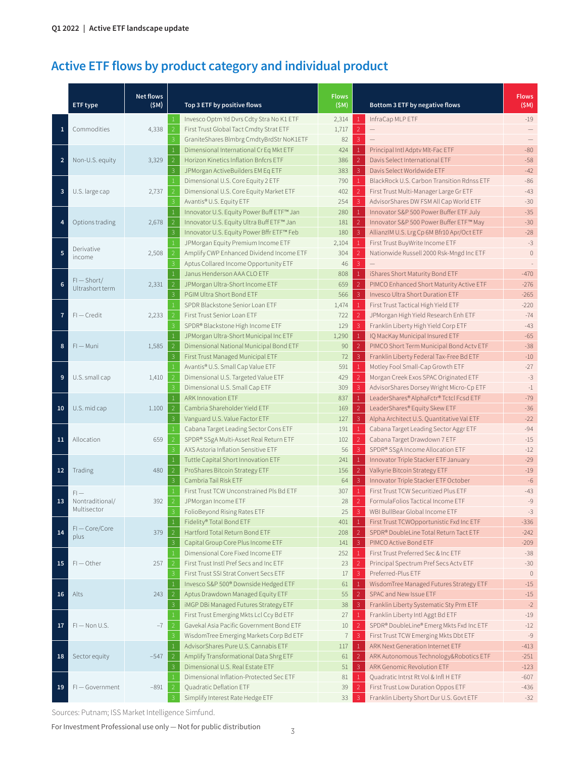## Active ETF flows by product category and individual product

| | ETF type | Net flows ($M) | | Top 3 ETF by positive flows | Flows ($M) | | Bottom 3 ETF by negative flows | Flows ($M) |
|---|---|---|---|---|---|---|---|---|
| 1 | Commodities | 4,338 | 1 | Invesco Optm Yd Dvrs Cdty Stra No K1 ETF | 2,314 | 1 | InfraCap MLP ETF | -19 |
| | | | 2 | First Trust Global Tact Cmdty Strat ETF | 1,717 | 2 | — | — |
| | | | 3 | GraniteShares Blmbrg CmdtyBrdStr NoK1ETF | 82 | 3 | — | — |
| 2 | Non-U.S. equity | 3,329 | 1 | Dimensional International Cr Eq Mkt ETF | 424 | 1 | Principal Intl Adptv Mlt-Fac ETF | -80 |
| | | | 2 | Horizon Kinetics Inflation Bnfcrs ETF | 386 | 2 | Davis Select International ETF | -58 |
| | | | 3 | JPMorgan ActiveBuilders EM Eq ETF | 383 | 3 | Davis Select Worldwide ETF | -42 |
| 3 | U.S. large cap | 2,737 | 1 | Dimensional U.S. Core Equity 2 ETF | 790 | 1 | BlackRock U.S. Carbon Transition Rdnss ETF | -86 |
| | | | 2 | Dimensional U.S. Core Equity Market ETF | 402 | 2 | First Trust Multi-Manager Large Gr ETF | -43 |
| | | | 3 | Avantis® U.S. Equity ETF | 254 | 3 | AdvisorShares DW FSM All Cap World ETF | -30 |
| 4 | Options trading | 2,678 | 1 | Innovator U.S. Equity Power Buff ETF™ Jan | 280 | 1 | Innovator S&P 500 Power Buffer ETF July | -35 |
| | | | 2 | Innovator U.S. Equity Ultra Buff ETF™ Jan | 181 | 2 | Innovator S&P 500 Power Buffer ETF™ May | -30 |
| | | | 3 | Innovator U.S. Equity Power Bffr ETF™ Feb | 180 | 3 | AllianzIM U.S. Lrg Cp 6M Bfr10 Apr/Oct ETF | -28 |
| 5 | Derivative income | 2,508 | 1 | JPMorgan Equity Premium Income ETF | 2,104 | 1 | First Trust BuyWrite Income ETF | -3 |
| | | | 2 | Amplify CWP Enhanced Dividend Income ETF | 304 | 2 | Nationwide Russell 2000 Rsk-Mngd Inc ETF | 0 |
| | | | 3 | Aptus Collared Income Opportunity ETF | 46 | 3 | — | - |
| 6 | FI — Short/ Ultrashort term | 2,331 | 1 | Janus Henderson AAA CLO ETF | 808 | 1 | iShares Short Maturity Bond ETF | -470 |
| | | | 2 | JPMorgan Ultra-Short Income ETF | 659 | 2 | PIMCO Enhanced Short Maturity Active ETF | -276 |
| | | | 3 | PGIM Ultra Short Bond ETF | 566 | 3 | Invesco Ultra Short Duration ETF | -265 |
| 7 | FI — Credit | 2,233 | 1 | SPDR Blackstone Senior Loan ETF | 1,474 | 1 | First Trust Tactical High Yield ETF | -220 |
| | | | 2 | First Trust Senior Loan ETF | 722 | 2 | JPMorgan High Yield Research Enh ETF | -74 |
| | | | 3 | SPDR® Blackstone High Income ETF | 129 | 3 | Franklin Liberty High Yield Corp ETF | -43 |
| 8 | FI — Muni | 1,585 | 1 | JPMorgan Ultra-Short Municipal Inc ETF | 1,290 | 1 | IQ MacKay Municipal Insured ETF | -65 |
| | | | 2 | Dimensional National Municipal Bond ETF | 90 | 2 | PIMCO Short Term Municipal Bond Actv ETF | -38 |
| | | | 3 | First Trust Managed Municipal ETF | 72 | 3 | Franklin Liberty Federal Tax-Free Bd ETF | -10 |
| 9 | U.S. small cap | 1,410 | 1 | Avantis® U.S. Small Cap Value ETF | 591 | 1 | Motley Fool Small-Cap Growth ETF | -27 |
| | | | 2 | Dimensional U.S. Targeted Value ETF | 429 | 2 | Morgan Creek Exos SPAC Originated ETF | -3 |
| | | | 3 | Dimensional U.S. Small Cap ETF | 309 | 3 | AdvisorShares Dorsey Wright Micro-Cp ETF | -1 |
| 10 | U.S. mid cap | 1.100 | 1 | ARK Innovation ETF | 837 | 1 | LeaderShares® AlphaFctr® Tctcl Fcsd ETF | -79 |
| | | | 2 | Cambria Shareholder Yield ETF | 169 | 2 | LeaderShares® Equity Skew ETF | -36 |
| | | | 3 | Vanguard U.S. Value Factor ETF | 127 | 3 | Alpha Architect U.S. Quantitative Val ETF | -22 |
| 11 | Allocation | 659 | 1 | Cabana Target Leading Sector Cons ETF | 191 | 1 | Cabana Target Leading Sector Aggr ETF | -94 |
| | | | 2 | SPDR® SSgA Multi-Asset Real Return ETF | 102 | 2 | Cabana Target Drawdown 7 ETF | -15 |
| | | | 3 | AXS Astoria Inflation Sensitive ETF | 56 | 3 | SPDR® SSgA Income Allocation ETF | -12 |
| 12 | Trading | 480 | 1 | Tuttle Capital Short Innovation ETF | 241 | 1 | Innovator Triple Stacker ETF January | -29 |
| | | | 2 | ProShares Bitcoin Strategy ETF | 156 | 2 | Valkyrie Bitcoin Strategy ETF | -19 |
| | | | 3 | Cambria Tail Risk ETF | 64 | 3 | Innovator Triple Stacker ETF October | -6 |
| 13 | FI — Nontraditional/ Multisector | 392 | 1 | First Trust TCW Unconstrained Pls Bd ETF | 307 | 1 | First Trust TCW Securitized Plus ETF | -43 |
| | | | 2 | JPMorgan Income ETF | 28 | 2 | FormulaFolios Tactical Income ETF | -9 |
| | | | 3 | FolioBeyond Rising Rates ETF | 25 | 3 | WBI BullBear Global Income ETF | -3 |
| 14 | FI — Core/Core plus | 379 | 1 | Fidelity® Total Bond ETF | 401 | 1 | First Trust TCWOpportunistic Fxd Inc ETF | -336 |
| | | | 2 | Hartford Total Return Bond ETF | 208 | 2 | SPDR® DoubleLine Total Return Tact ETF | -242 |
| | | | 3 | Capital Group Core Plus Income ETF | 141 | 3 | PIMCO Active Bond ETF | -209 |
| 15 | FI — Other | 257 | 1 | Dimensional Core Fixed Income ETF | 252 | 1 | First Trust Preferred Sec & Inc ETF | -38 |
| | | | 2 | First Trust Instl Pref Secs and Inc ETF | 23 | 2 | Principal Spectrum Pref Secs Actv ETF | -30 |
| | | | 3 | First Trust SSI Strat Convert Secs ETF | 17 | 3 | Preferred-Plus ETF | 0 |
| 16 | Alts | 243 | 1 | Invesco S&P 500® Downside Hedged ETF | 61 | 1 | WisdomTree Managed Futures Strategy ETF | -15 |
| | | | 2 | Aptus Drawdown Managed Equity ETF | 55 | 2 | SPAC and New Issue ETF | -15 |
| | | | 3 | iMGP DBi Managed Futures Strategy ETF | 38 | 3 | Franklin Liberty Systematic Sty Prm ETF | -2 |
| 17 | FI — Non U.S. | −7 | 1 | First Trust Emerging Mkts Lcl Ccy Bd ETF | 27 | 1 | Franklin Liberty Intl Aggt Bd ETF | -19 |
| | | | 2 | Gavekal Asia Pacific Government Bond ETF | 10 | 2 | SPDR® DoubleLine® Emerg Mkts Fxd Inc ETF | -12 |
| | | | 3 | WisdomTree Emerging Markets Corp Bd ETF | 7 | 3 | First Trust TCW Emerging Mkts Dbt ETF | -9 |
| 18 | Sector equity | −547 | 1 | AdvisorShares Pure U.S. Cannabis ETF | 117 | 1 | ARK Next Generation Internet ETF | -413 |
| | | | 2 | Amplify Transformational Data Shrg ETF | 61 | 2 | ARK Autonomous Technology&Robotics ETF | -251 |
| | | | 3 | Dimensional U.S. Real Estate ETF | 51 | 3 | ARK Genomic Revolution ETF | -123 |
| 19 | FI — Government | −891 | 1 | Dimensional Inflation-Protected Sec ETF | 81 | 1 | Quadratic Intrst Rt Vol & Infl H ETF | -607 |
| | | | 2 | Quadratic Deflation ETF | 39 | 2 | First Trust Low Duration Oppos ETF | -436 |
| | | | 3 | Simplify Interest Rate Hedge ETF | 33 | 3 | Franklin Liberty Short Dur U.S. Govt ETF | -32 |

Sources: Putnam; ISS Market Intelligence Simfund.

For Investment Professional use only — Not for public distribution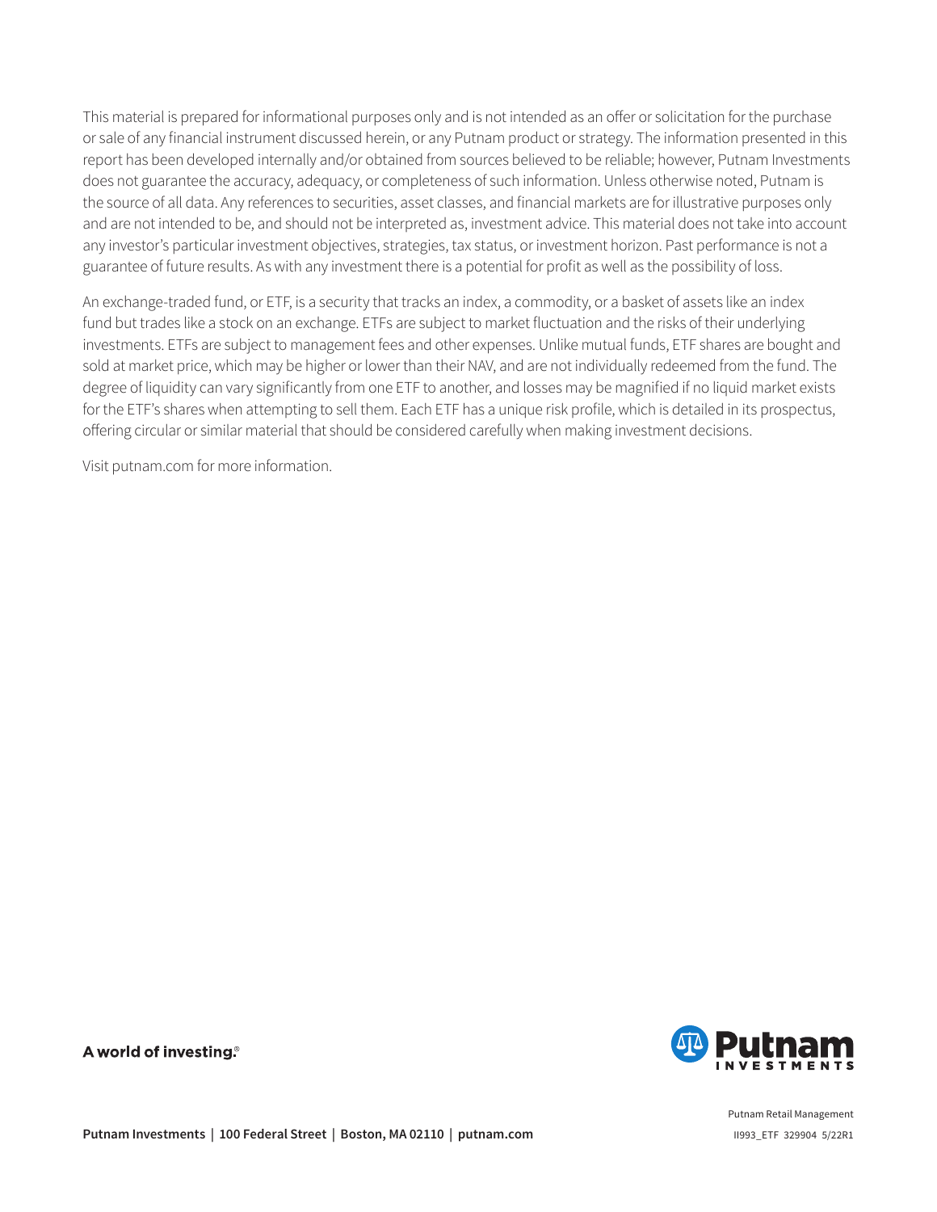This material is prepared for informational purposes only and is not intended as an offer or solicitation for the purchase or sale of any financial instrument discussed herein, or any Putnam product or strategy. The information presented in this report has been developed internally and/or obtained from sources believed to be reliable; however, Putnam Investments does not guarantee the accuracy, adequacy, or completeness of such information. Unless otherwise noted, Putnam is the source of all data. Any references to securities, asset classes, and financial markets are for illustrative purposes only and are not intended to be, and should not be interpreted as, investment advice. This material does not take into account any investor's particular investment objectives, strategies, tax status, or investment horizon. Past performance is not a guarantee of future results. As with any investment there is a potential for profit as well as the possibility of loss.

An exchange-traded fund, or ETF, is a security that tracks an index, a commodity, or a basket of assets like an index fund but trades like a stock on an exchange. ETFs are subject to market fluctuation and the risks of their underlying investments. ETFs are subject to management fees and other expenses. Unlike mutual funds, ETF shares are bought and sold at market price, which may be higher or lower than their NAV, and are not individually redeemed from the fund. The degree of liquidity can vary significantly from one ETF to another, and losses may be magnified if no liquid market exists for the ETF's shares when attempting to sell them. Each ETF has a unique risk profile, which is detailed in its prospectus, offering circular or similar material that should be considered carefully when making investment decisions.

Visit putnam.com for more information.

**A world of investing.®**

Putnam INVESTMENTS

Putnam Retail Management

**Putnam Investments | 100 Federal Street | Boston, MA 02110 | putnam.com**

II993_ETF 329904 5/22R1